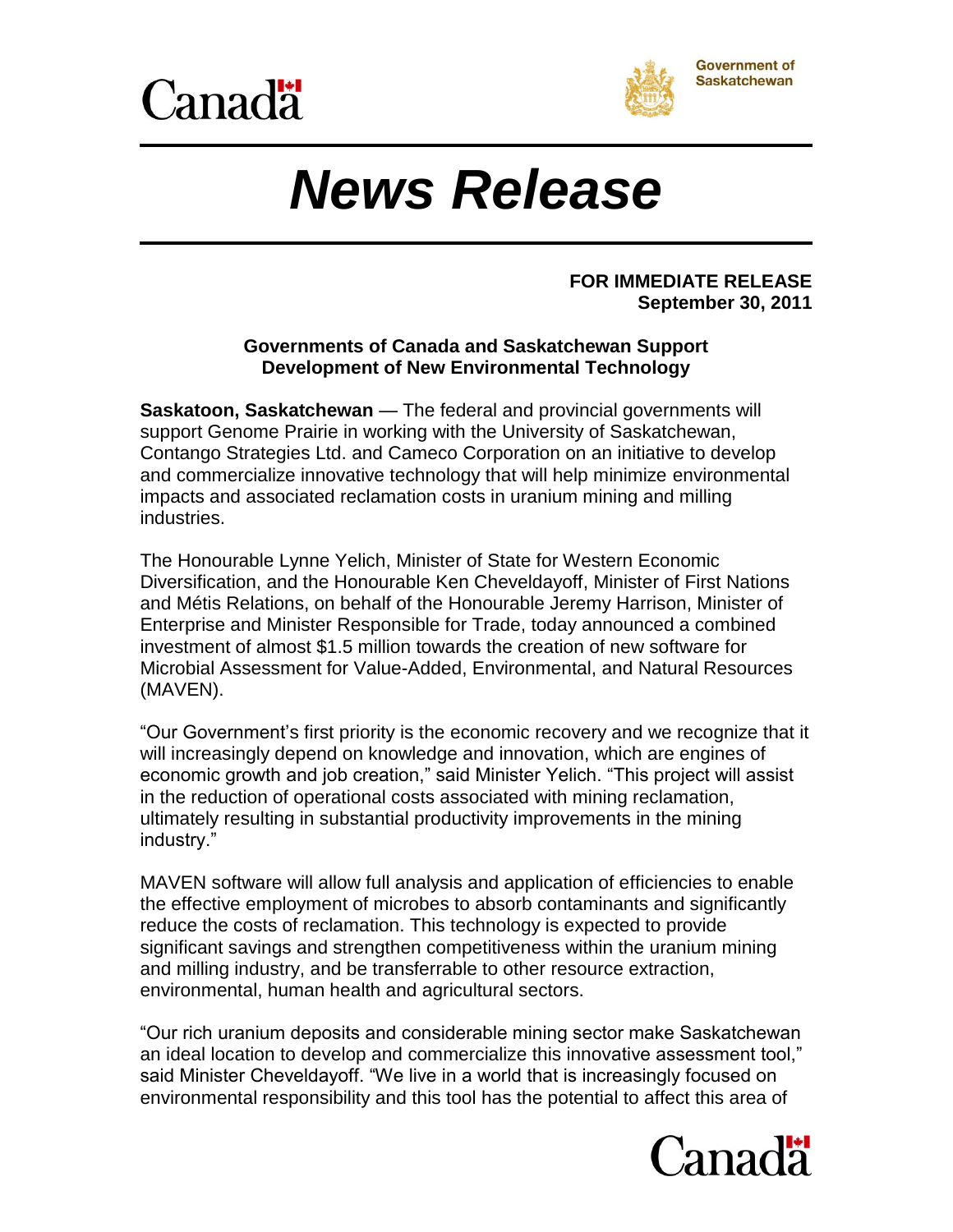Canada

Government of Saskatchewan

# *News Release*

**FOR IMMEDIATE RELEASE**
**September 30, 2011**

**Governments of Canada and Saskatchewan Support Development of New Environmental Technology**

**Saskatoon, Saskatchewan** — The federal and provincial governments will support Genome Prairie in working with the University of Saskatchewan, Contango Strategies Ltd. and Cameco Corporation on an initiative to develop and commercialize innovative technology that will help minimize environmental impacts and associated reclamation costs in uranium mining and milling industries.

The Honourable Lynne Yelich, Minister of State for Western Economic Diversification, and the Honourable Ken Cheveldayoff, Minister of First Nations and Métis Relations, on behalf of the Honourable Jeremy Harrison, Minister of Enterprise and Minister Responsible for Trade, today announced a combined investment of almost $1.5 million towards the creation of new software for Microbial Assessment for Value-Added, Environmental, and Natural Resources (MAVEN).

“Our Government’s first priority is the economic recovery and we recognize that it will increasingly depend on knowledge and innovation, which are engines of economic growth and job creation,” said Minister Yelich. “This project will assist in the reduction of operational costs associated with mining reclamation, ultimately resulting in substantial productivity improvements in the mining industry.”

MAVEN software will allow full analysis and application of efficiencies to enable the effective employment of microbes to absorb contaminants and significantly reduce the costs of reclamation. This technology is expected to provide significant savings and strengthen competitiveness within the uranium mining and milling industry, and be transferrable to other resource extraction, environmental, human health and agricultural sectors.

“Our rich uranium deposits and considerable mining sector make Saskatchewan an ideal location to develop and commercialize this innovative assessment tool,” said Minister Cheveldayoff. “We live in a world that is increasingly focused on environmental responsibility and this tool has the potential to affect this area of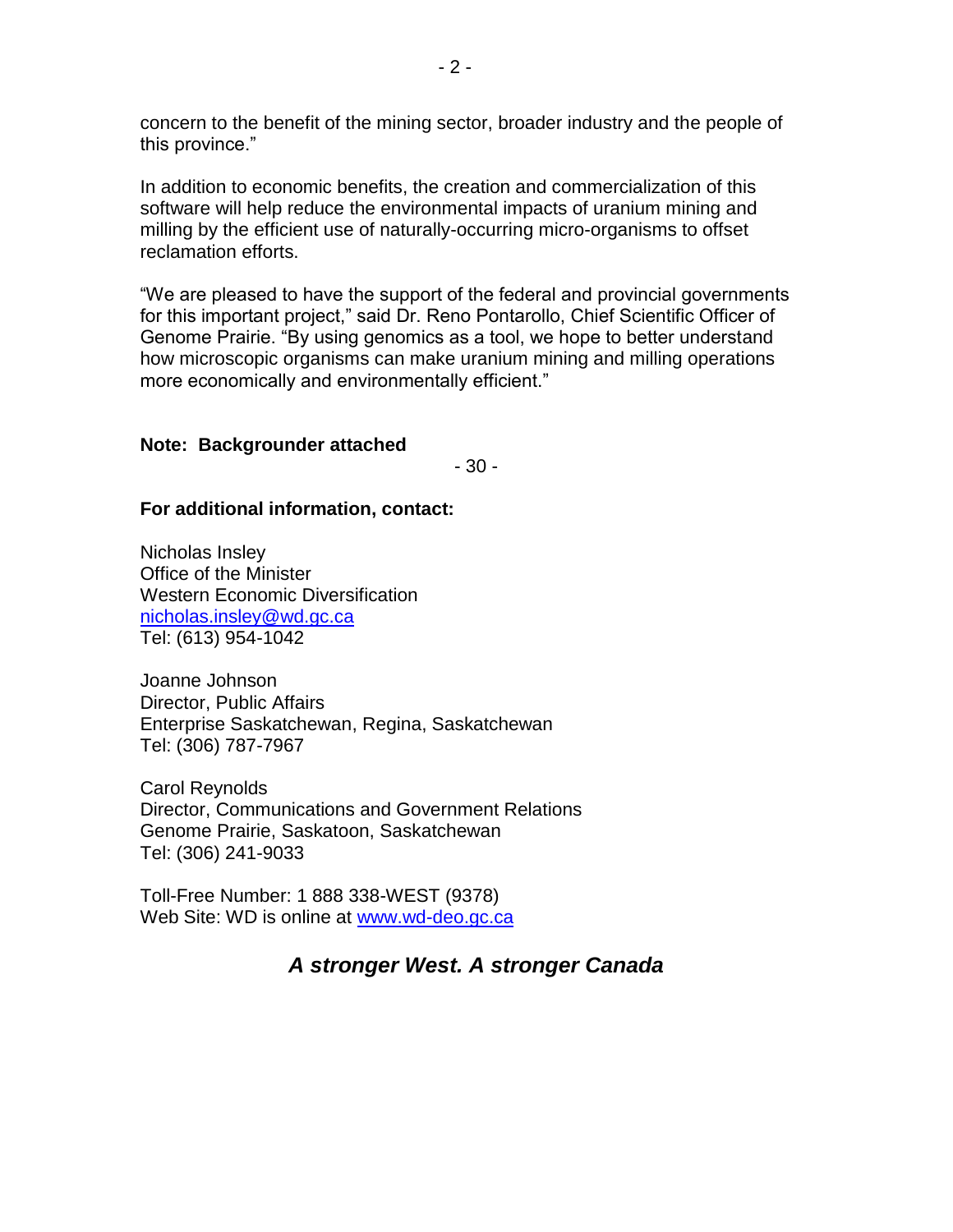concern to the benefit of the mining sector, broader industry and the people of this province."

In addition to economic benefits, the creation and commercialization of this software will help reduce the environmental impacts of uranium mining and milling by the efficient use of naturally-occurring micro-organisms to offset reclamation efforts.

"We are pleased to have the support of the federal and provincial governments for this important project," said Dr. Reno Pontarollo, Chief Scientific Officer of Genome Prairie. "By using genomics as a tool, we hope to better understand how microscopic organisms can make uranium mining and milling operations more economically and environmentally efficient."

**Note: Backgrounder attached**

- 30 -

**For additional information, contact:**

Nicholas Insley
Office of the Minister
Western Economic Diversification
nicholas.insley@wd.gc.ca
Tel: (613) 954-1042

Joanne Johnson
Director, Public Affairs
Enterprise Saskatchewan, Regina, Saskatchewan
Tel: (306) 787-7967

Carol Reynolds
Director, Communications and Government Relations
Genome Prairie, Saskatoon, Saskatchewan
Tel: (306) 241-9033

Toll-Free Number: 1 888 338-WEST (9378)
Web Site: WD is online at www.wd-deo.gc.ca

***A stronger West. A stronger Canada***